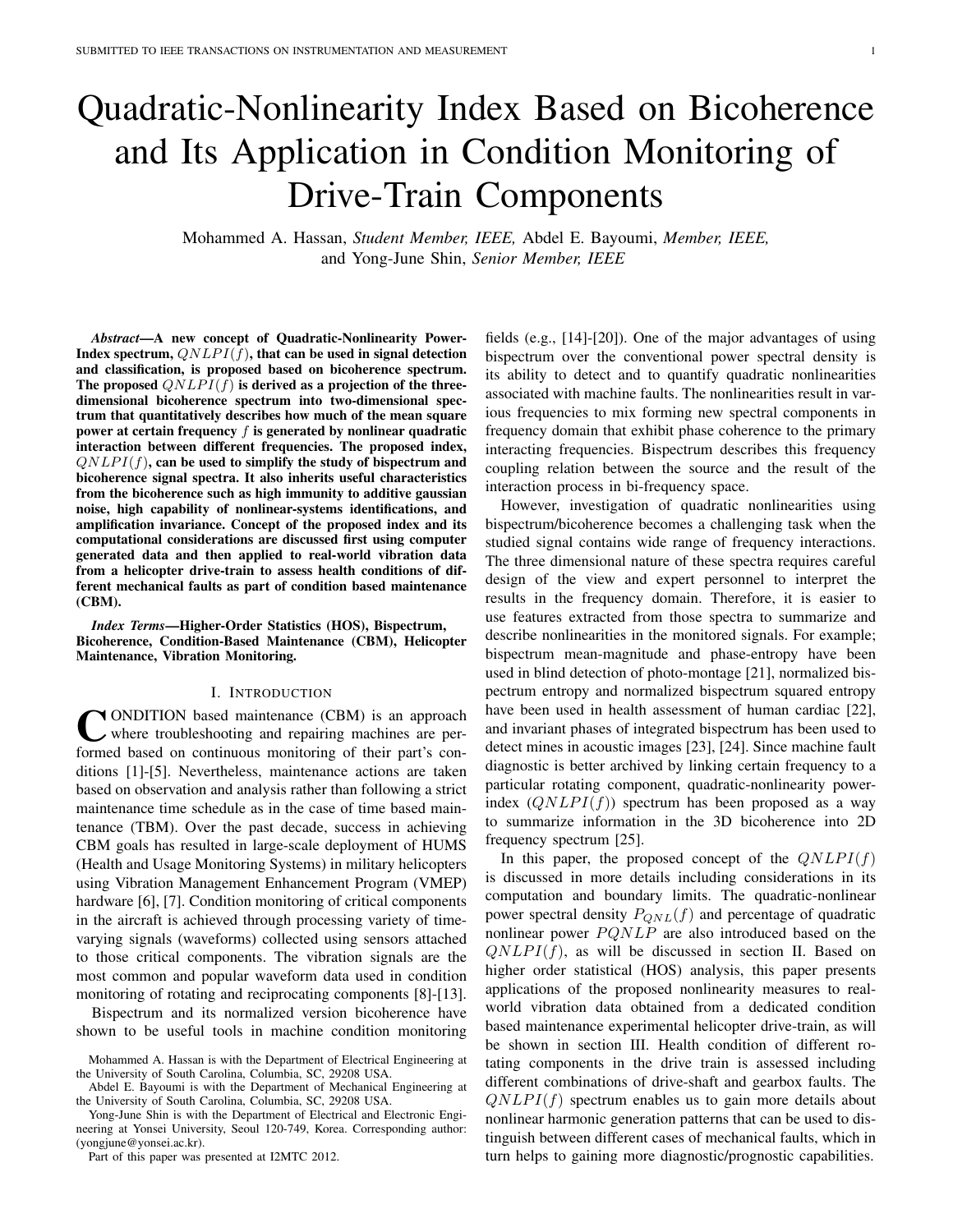# Quadratic-Nonlinearity Index Based on Bicoherence and Its Application in Condition Monitoring of Drive-Train Components

Mohammed A. Hassan, *Student Member, IEEE,* Abdel E. Bayoumi, *Member, IEEE,* and Yong-June Shin, *Senior Member, IEEE*

***Abstract*—A new concept of Quadratic-Nonlinearity Power-Index spectrum, $QNLPI(f)$, that can be used in signal detection and classification, is proposed based on bicoherence spectrum. The proposed $QNLPI(f)$ is derived as a projection of the three-dimensional bicoherence spectrum into two-dimensional spectrum that quantitatively describes how much of the mean square power at certain frequency $f$ is generated by nonlinear quadratic interaction between different frequencies. The proposed index, $QNLPI(f)$, can be used to simplify the study of bispectrum and bicoherence signal spectra. It also inherits useful characteristics from the bicoherence such as high immunity to additive gaussian noise, high capability of nonlinear-systems identifications, and amplification invariance. Concept of the proposed index and its computational considerations are discussed first using computer generated data and then applied to real-world vibration data from a helicopter drive-train to assess health conditions of different mechanical faults as part of condition based maintenance (CBM).**

***Index Terms*—Higher-Order Statistics (HOS), Bispectrum, Bicoherence, Condition-Based Maintenance (CBM), Helicopter Maintenance, Vibration Monitoring.**

## I. Introduction

CONDITION based maintenance (CBM) is an approach where troubleshooting and repairing machines are performed based on continuous monitoring of their part's conditions [1]-[5]. Nevertheless, maintenance actions are taken based on observation and analysis rather than following a strict maintenance time schedule as in the case of time based maintenance (TBM). Over the past decade, success in achieving CBM goals has resulted in large-scale deployment of HUMS (Health and Usage Monitoring Systems) in military helicopters using Vibration Management Enhancement Program (VMEP) hardware [6], [7]. Condition monitoring of critical components in the aircraft is achieved through processing variety of time-varying signals (waveforms) collected using sensors attached to those critical components. The vibration signals are the most common and popular waveform data used in condition monitoring of rotating and reciprocating components [8]-[13].

Bispectrum and its normalized version bicoherence have shown to be useful tools in machine condition monitoring fields (e.g., [14]-[20]). One of the major advantages of using bispectrum over the conventional power spectral density is its ability to detect and to quantify quadratic nonlinearities associated with machine faults. The nonlinearities result in various frequencies to mix forming new spectral components in frequency domain that exhibit phase coherence to the primary interacting frequencies. Bispectrum describes this frequency coupling relation between the source and the result of the interaction process in bi-frequency space.

However, investigation of quadratic nonlinearities using bispectrum/bicoherence becomes a challenging task when the studied signal contains wide range of frequency interactions. The three dimensional nature of these spectra requires careful design of the view and expert personnel to interpret the results in the frequency domain. Therefore, it is easier to use features extracted from those spectra to summarize and describe nonlinearities in the monitored signals. For example; bispectrum mean-magnitude and phase-entropy have been used in blind detection of photo-montage [21], normalized bispectrum entropy and normalized bispectrum squared entropy have been used in health assessment of human cardiac [22], and invariant phases of integrated bispectrum has been used to detect mines in acoustic images [23], [24]. Since machine fault diagnostic is better archived by linking certain frequency to a particular rotating component, quadratic-nonlinearity power-index ($QNLPI(f)$) spectrum has been proposed as a way to summarize information in the 3D bicoherence into 2D frequency spectrum [25].

In this paper, the proposed concept of the $QNLPI(f)$ is discussed in more details including considerations in its computation and boundary limits. The quadratic-nonlinear power spectral density $P_{QNL}(f)$ and percentage of quadratic nonlinear power $PQNLP$ are also introduced based on the $QNLPI(f)$, as will be discussed in section II. Based on higher order statistical (HOS) analysis, this paper presents applications of the proposed nonlinearity measures to real-world vibration data obtained from a dedicated condition based maintenance experimental helicopter drive-train, as will be shown in section III. Health condition of different rotating components in the drive train is assessed including different combinations of drive-shaft and gearbox faults. The $QNLPI(f)$ spectrum enables us to gain more details about nonlinear harmonic generation patterns that can be used to distinguish between different cases of mechanical faults, which in turn helps to gaining more diagnostic/prognostic capabilities.

Mohammed A. Hassan is with the Department of Electrical Engineering at the University of South Carolina, Columbia, SC, 29208 USA.

Abdel E. Bayoumi is with the Department of Mechanical Engineering at the University of South Carolina, Columbia, SC, 29208 USA.

Yong-June Shin is with the Department of Electrical and Electronic Engineering at Yonsei University, Seoul 120-749, Korea. Corresponding author: (yongjune@yonsei.ac.kr).

Part of this paper was presented at I2MTC 2012.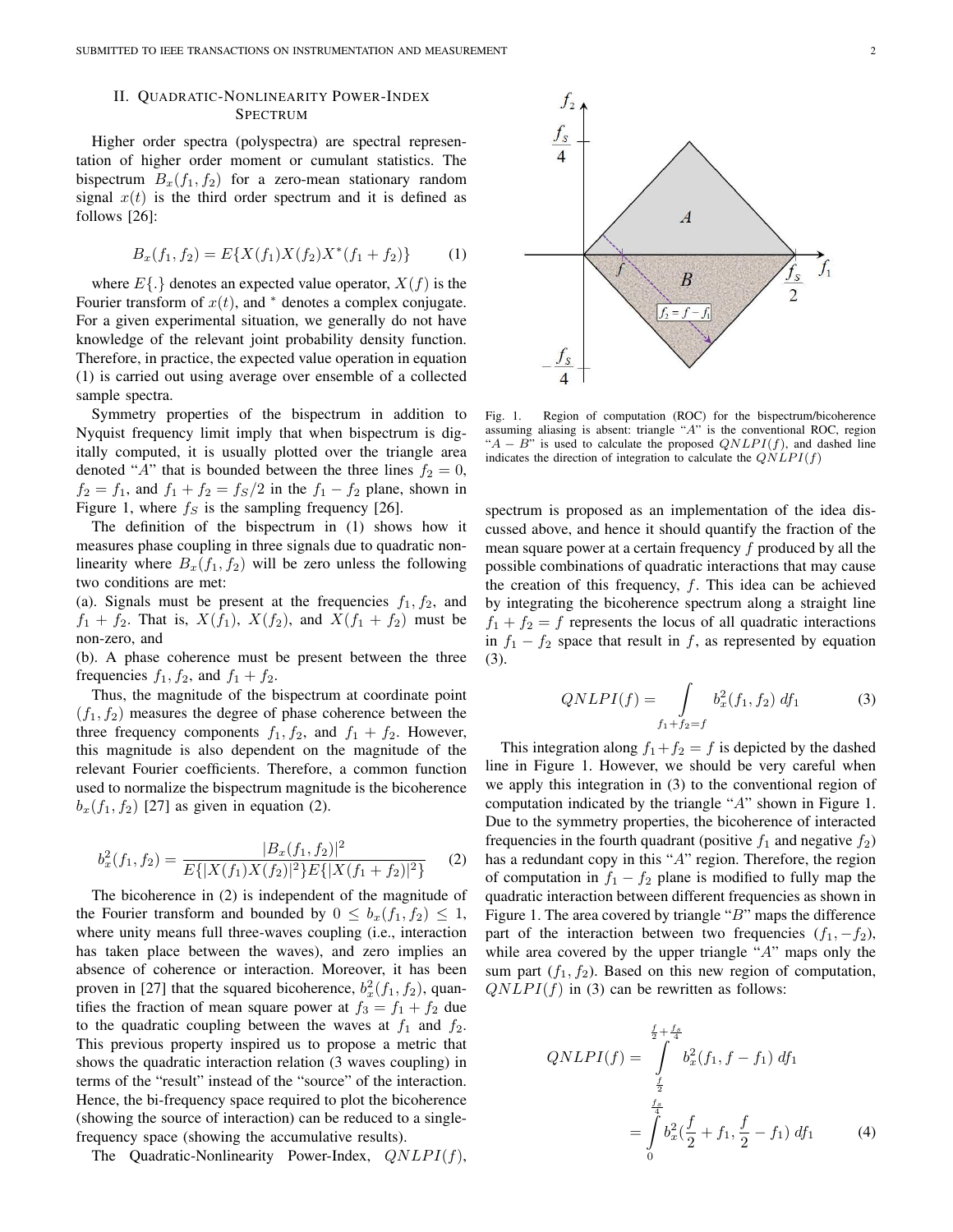## II. Quadratic-Nonlinearity Power-Index Spectrum

Higher order spectra (polyspectra) are spectral representation of higher order moment or cumulant statistics. The bispectrum $B_x(f_1, f_2)$ for a zero-mean stationary random signal $x(t)$ is the third order spectrum and it is defined as follows [26]:

$$B_x(f_1, f_2) = E\{X(f_1)X(f_2)X^*(f_1 + f_2)\} \tag{1}$$

where $E\{.\}$ denotes an expected value operator, $X(f)$ is the Fourier transform of $x(t)$, and $^*$ denotes a complex conjugate. For a given experimental situation, we generally do not have knowledge of the relevant joint probability density function. Therefore, in practice, the expected value operation in equation (1) is carried out using average over ensemble of a collected sample spectra.

Symmetry properties of the bispectrum in addition to Nyquist frequency limit imply that when bispectrum is digitally computed, it is usually plotted over the triangle area denoted "$A$" that is bounded between the three lines $f_2 = 0$, $f_2 = f_1$, and $f_1 + f_2 = f_S/2$ in the $f_1 - f_2$ plane, shown in Figure 1, where $f_S$ is the sampling frequency [26].

The definition of the bispectrum in (1) shows how it measures phase coupling in three signals due to quadratic nonlinearity where $B_x(f_1, f_2)$ will be zero unless the following two conditions are met:

(a). Signals must be present at the frequencies $f_1, f_2$, and $f_1 + f_2$. That is, $X(f_1)$, $X(f_2)$, and $X(f_1 + f_2)$ must be non-zero, and

(b). A phase coherence must be present between the three frequencies $f_1, f_2$, and $f_1 + f_2$.

Thus, the magnitude of the bispectrum at coordinate point $(f_1, f_2)$ measures the degree of phase coherence between the three frequency components $f_1, f_2$, and $f_1 + f_2$. However, this magnitude is also dependent on the magnitude of the relevant Fourier coefficients. Therefore, a common function used to normalize the bispectrum magnitude is the bicoherence $b_x(f_1, f_2)$ [27] as given in equation (2).

$$b_x^2(f_1, f_2) = \frac{|B_x(f_1, f_2)|^2}{E\{|X(f_1)X(f_2)|^2\}E\{|X(f_1 + f_2)|^2\}} \tag{2}$$

The bicoherence in (2) is independent of the magnitude of the Fourier transform and bounded by $0 \leq b_x(f_1, f_2) \leq 1$, where unity means full three-waves coupling (i.e., interaction has taken place between the waves), and zero implies an absence of coherence or interaction. Moreover, it has been proven in [27] that the squared bicoherence, $b_x^2(f_1, f_2)$, quantifies the fraction of mean square power at $f_3 = f_1 + f_2$ due to the quadratic coupling between the waves at $f_1$ and $f_2$. This previous property inspired us to propose a metric that shows the quadratic interaction relation (3 waves coupling) in terms of the "result" instead of the "source" of the interaction. Hence, the bi-frequency space required to plot the bicoherence (showing the source of interaction) can be reduced to a single-frequency space (showing the accumulative results).

The Quadratic-Nonlinearity Power-Index, $QNLPI(f)$, spectrum is proposed as an implementation of the idea discussed above, and hence it should quantify the fraction of the mean square power at a certain frequency $f$ produced by all the possible combinations of quadratic interactions that may cause the creation of this frequency, $f$. This idea can be achieved by integrating the bicoherence spectrum along a straight line $f_1 + f_2 = f$ represents the locus of all quadratic interactions in $f_1 - f_2$ space that result in $f$, as represented by equation (3).

Fig. 1. Region of computation (ROC) for the bispectrum/bicoherence assuming aliasing is absent: triangle "$A$" is the conventional ROC, region "$A - B$" is used to calculate the proposed $QNLPI(f)$, and dashed line indicates the direction of integration to calculate the $QNLPI(f)$

$$QNLPI(f) = \int\limits_{f_1 + f_2 = f} b_x^2(f_1, f_2)\, df_1 \tag{3}$$

This integration along $f_1 + f_2 = f$ is depicted by the dashed line in Figure 1. However, we should be very careful when we apply this integration in (3) to the conventional region of computation indicated by the triangle "$A$" shown in Figure 1. Due to the symmetry properties, the bicoherence of interacted frequencies in the fourth quadrant (positive $f_1$ and negative $f_2$) has a redundant copy in this "$A$" region. Therefore, the region of computation in $f_1 - f_2$ plane is modified to fully map the quadratic interaction between different frequencies as shown in Figure 1. The area covered by triangle "$B$" maps the difference part of the interaction between two frequencies $(f_1, -f_2)$, while area covered by the upper triangle "$A$" maps only the sum part $(f_1, f_2)$. Based on this new region of computation, $QNLPI(f)$ in (3) can be rewritten as follows:

$$\begin{aligned} QNLPI(f) &= \int_{\frac{f}{2}}^{\frac{f}{2} + \frac{f_S}{4}} b_x^2(f_1, f - f_1)\, df_1 \\ &= \int_{0}^{\frac{f_S}{4}} b_x^2\left(\frac{f}{2} + f_1, \frac{f}{2} - f_1\right) df_1 \end{aligned} \tag{4}$$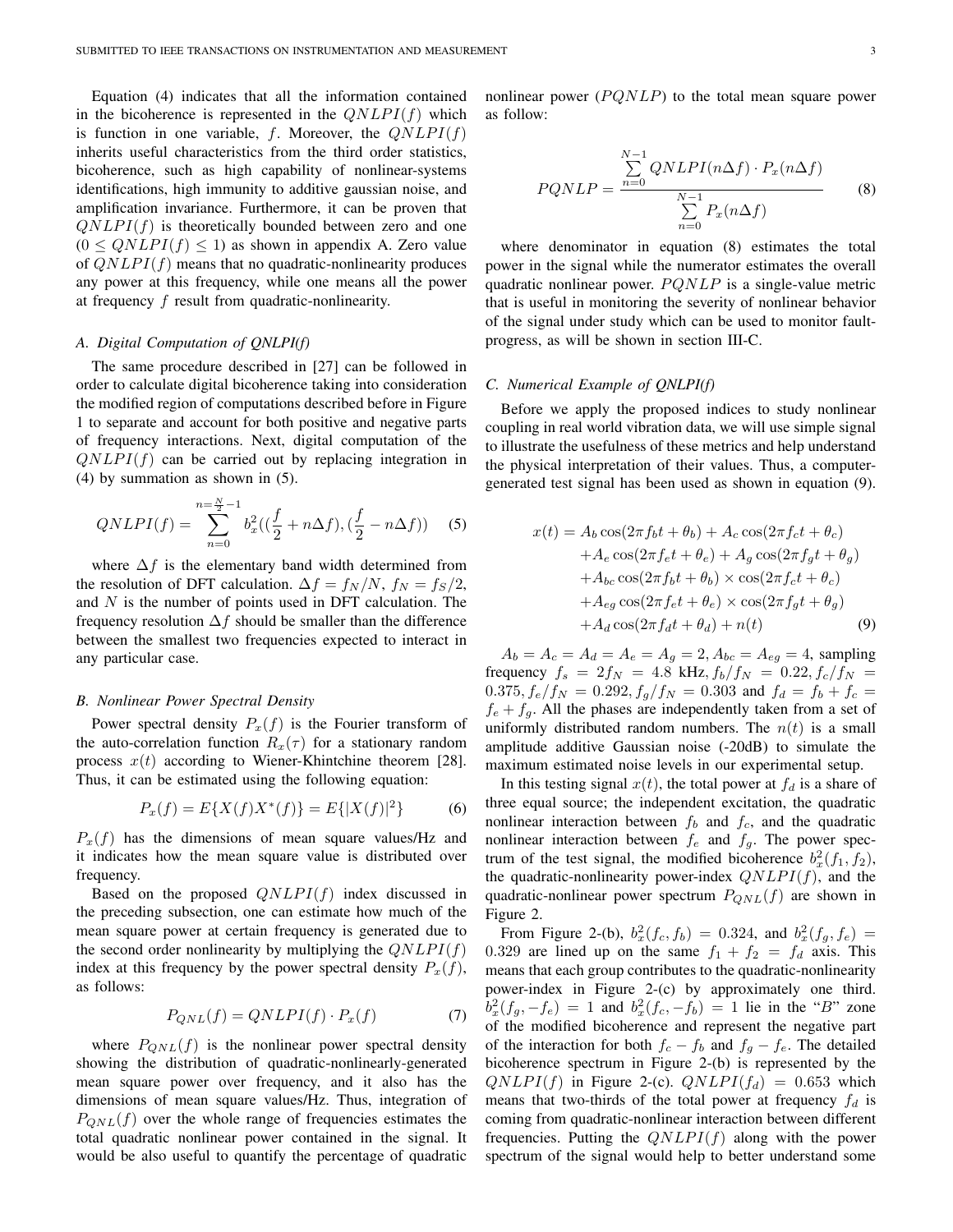Equation (4) indicates that all the information contained in the bicoherence is represented in the $QNLPI(f)$ which is function in one variable, $f$. Moreover, the $QNLPI(f)$ inherits useful characteristics from the third order statistics, bicoherence, such as high capability of nonlinear-systems identifications, high immunity to additive gaussian noise, and amplification invariance. Furthermore, it can be proven that $QNLPI(f)$ is theoretically bounded between zero and one ($0 \leq QNLPI(f) \leq 1$) as shown in appendix A. Zero value of $QNLPI(f)$ means that no quadratic-nonlinearity produces any power at this frequency, while one means all the power at frequency $f$ result from quadratic-nonlinearity.

### A. Digital Computation of QNLPI(f)

The same procedure described in [27] can be followed in order to calculate digital bicoherence taking into consideration the modified region of computations described before in Figure 1 to separate and account for both positive and negative parts of frequency interactions. Next, digital computation of the $QNLPI(f)$ can be carried out by replacing integration in (4) by summation as shown in (5).

$$QNLPI(f) = \sum_{n=0}^{n=\frac{N}{2}-1} b_x^2((\frac{f}{2} + n\Delta f), (\frac{f}{2} - n\Delta f)) \quad (5)$$

where $\Delta f$ is the elementary band width determined from the resolution of DFT calculation. $\Delta f = f_N/N$, $f_N = f_S/2$, and $N$ is the number of points used in DFT calculation. The frequency resolution $\Delta f$ should be smaller than the difference between the smallest two frequencies expected to interact in any particular case.

### B. Nonlinear Power Spectral Density

Power spectral density $P_x(f)$ is the Fourier transform of the auto-correlation function $R_x(\tau)$ for a stationary random process $x(t)$ according to Wiener-Khintchine theorem [28]. Thus, it can be estimated using the following equation:

$$P_x(f) = E\{X(f)X^*(f)\} = E\{|X(f)|^2\} \quad (6)$$

$P_x(f)$ has the dimensions of mean square values/Hz and it indicates how the mean square value is distributed over frequency.

Based on the proposed $QNLPI(f)$ index discussed in the preceding subsection, one can estimate how much of the mean square power at certain frequency is generated due to the second order nonlinearity by multiplying the $QNLPI(f)$ index at this frequency by the power spectral density $P_x(f)$, as follows:

$$P_{QNL}(f) = QNLPI(f) \cdot P_x(f) \quad (7)$$

where $P_{QNL}(f)$ is the nonlinear power spectral density showing the distribution of quadratic-nonlinearly-generated mean square power over frequency, and it also has the dimensions of mean square values/Hz. Thus, integration of $P_{QNL}(f)$ over the whole range of frequencies estimates the total quadratic nonlinear power contained in the signal. It would be also useful to quantify the percentage of quadratic nonlinear power ($PQNLP$) to the total mean square power as follow:

$$PQNLP = \frac{\sum_{n=0}^{N-1} QNLPI(n\Delta f) \cdot P_x(n\Delta f)}{\sum_{n=0}^{N-1} P_x(n\Delta f)} \quad (8)$$

where denominator in equation (8) estimates the total power in the signal while the numerator estimates the overall quadratic nonlinear power. $PQNLP$ is a single-value metric that is useful in monitoring the severity of nonlinear behavior of the signal under study which can be used to monitor fault-progress, as will be shown in section III-C.

### C. Numerical Example of QNLPI(f)

Before we apply the proposed indices to study nonlinear coupling in real world vibration data, we will use simple signal to illustrate the usefulness of these metrics and help understand the physical interpretation of their values. Thus, a computer-generated test signal has been used as shown in equation (9).

$$\begin{aligned}
x(t) = & A_b \cos(2\pi f_b t + \theta_b) + A_c \cos(2\pi f_c t + \theta_c) \\
& + A_e \cos(2\pi f_e t + \theta_e) + A_g \cos(2\pi f_g t + \theta_g) \\
& + A_{bc} \cos(2\pi f_b t + \theta_b) \times \cos(2\pi f_c t + \theta_c) \\
& + A_{eg} \cos(2\pi f_e t + \theta_e) \times \cos(2\pi f_g t + \theta_g) \\
& + A_d \cos(2\pi f_d t + \theta_d) + n(t)
\end{aligned} \quad (9)$$

$A_b = A_c = A_d = A_e = A_g = 2, A_{bc} = A_{eg} = 4$, sampling frequency $f_s = 2f_N = 4.8$ kHz, $f_b/f_N = 0.22, f_c/f_N = 0.375, f_e/f_N = 0.292, f_g/f_N = 0.303$ and $f_d = f_b + f_c = f_e + f_g$. All the phases are independently taken from a set of uniformly distributed random numbers. The $n(t)$ is a small amplitude additive Gaussian noise (-20dB) to simulate the maximum estimated noise levels in our experimental setup.

In this testing signal $x(t)$, the total power at $f_d$ is a share of three equal source; the independent excitation, the quadratic nonlinear interaction between $f_b$ and $f_c$, and the quadratic nonlinear interaction between $f_e$ and $f_g$. The power spectrum of the test signal, the modified bicoherence $b_x^2(f_1, f_2)$, the quadratic-nonlinearity power-index $QNLPI(f)$, and the quadratic-nonlinear power spectrum $P_{QNL}(f)$ are shown in Figure 2.

From Figure 2-(b), $b_x^2(f_c, f_b) = 0.324$, and $b_x^2(f_g, f_e) = 0.329$ are lined up on the same $f_1 + f_2 = f_d$ axis. This means that each group contributes to the quadratic-nonlinearity power-index in Figure 2-(c) by approximately one third. $b_x^2(f_g, -f_e) = 1$ and $b_x^2(f_c, -f_b) = 1$ lie in the "$B$" zone of the modified bicoherence and represent the negative part of the interaction for both $f_c - f_b$ and $f_g - f_e$. The detailed bicoherence spectrum in Figure 2-(b) is represented by the $QNLPI(f)$ in Figure 2-(c). $QNLPI(f_d) = 0.653$ which means that two-thirds of the total power at frequency $f_d$ is coming from quadratic-nonlinear interaction between different frequencies. Putting the $QNLPI(f)$ along with the power spectrum of the signal would help to better understand some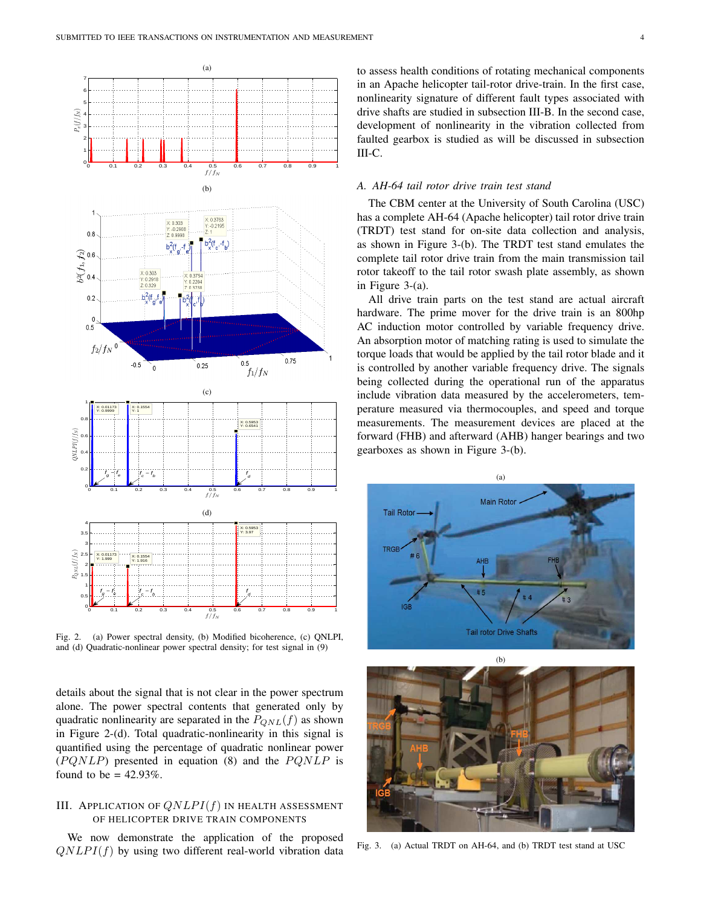Fig. 2. (a) Power spectral density, (b) Modified bicoherence, (c) QNLPI, and (d) Quadratic-nonlinear power spectral density; for test signal in (9)

details about the signal that is not clear in the power spectrum alone. The power spectral contents that generated only by quadratic nonlinearity are separated in the $P_{QNL}(f)$ as shown in Figure 2-(d). Total quadratic-nonlinearity in this signal is quantified using the percentage of quadratic nonlinear power ($PQNLP$) presented in equation (8) and the $PQNLP$ is found to be = 42.93%.

## III. Application of $QNLPI(f)$ in Health Assessment of Helicopter Drive Train Components

We now demonstrate the application of the proposed $QNLPI(f)$ by using two different real-world vibration data to assess health conditions of rotating mechanical components in an Apache helicopter tail-rotor drive-train. In the first case, nonlinearity signature of different fault types associated with drive shafts are studied in subsection III-B. In the second case, development of nonlinearity in the vibration collected from faulted gearbox is studied as will be discussed in subsection III-C.

### A. AH-64 tail rotor drive train test stand

The CBM center at the University of South Carolina (USC) has a complete AH-64 (Apache helicopter) tail rotor drive train (TRDT) test stand for on-site data collection and analysis, as shown in Figure 3-(b). The TRDT test stand emulates the complete tail rotor drive train from the main transmission tail rotor takeoff to the tail rotor swash plate assembly, as shown in Figure 3-(a).

All drive train parts on the test stand are actual aircraft hardware. The prime mover for the drive train is an 800hp AC induction motor controlled by variable frequency drive. An absorption motor of matching rating is used to simulate the torque loads that would be applied by the tail rotor blade and it is controlled by another variable frequency drive. The signals being collected during the operational run of the apparatus include vibration data measured by the accelerometers, temperature measured via thermocouples, and speed and torque measurements. The measurement devices are placed at the forward (FHB) and afterward (AHB) hanger bearings and two gearboxes as shown in Figure 3-(b).

Fig. 3. (a) Actual TRDT on AH-64, and (b) TRDT test stand at USC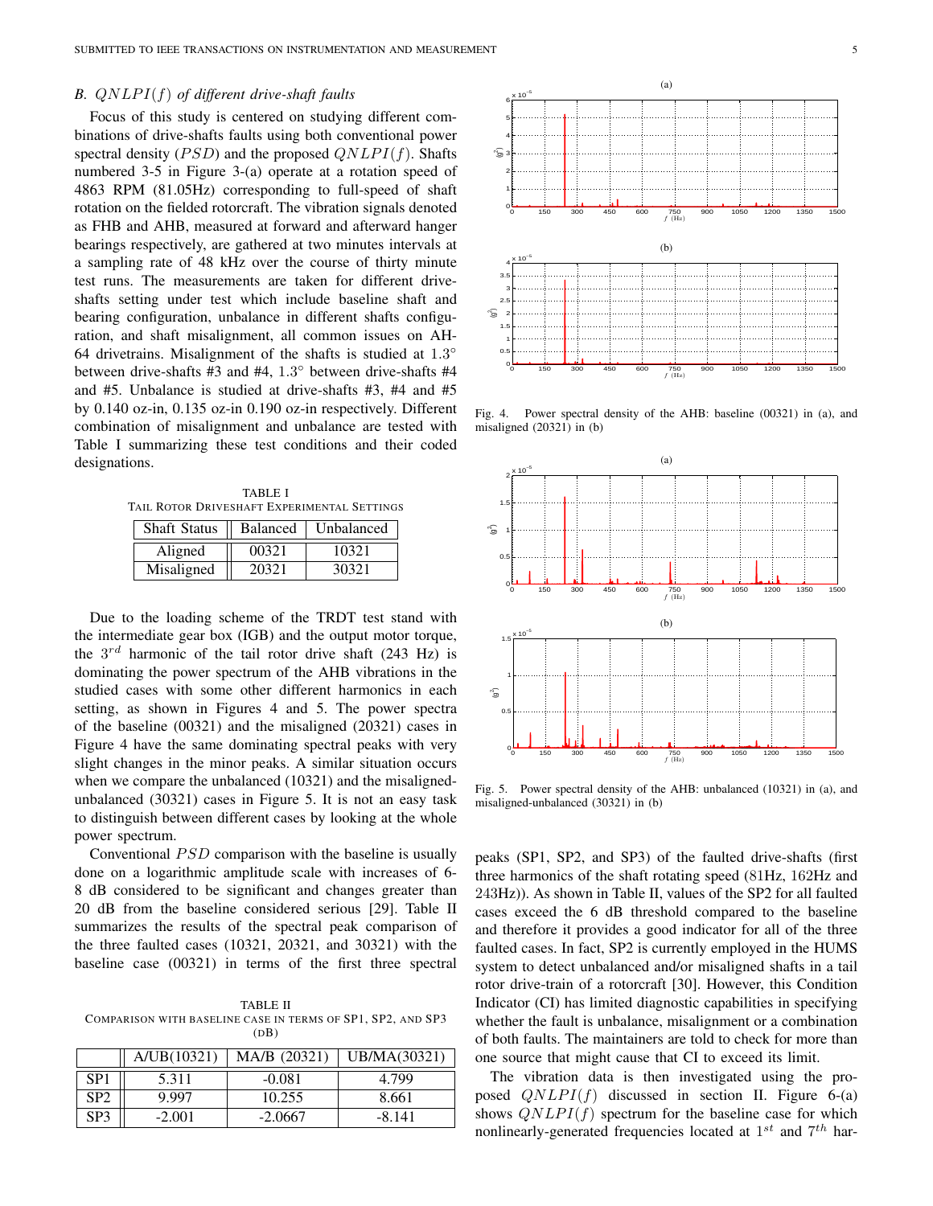## B. $QNLPI(f)$ of different drive-shaft faults

Focus of this study is centered on studying different combinations of drive-shafts faults using both conventional power spectral density ($PSD$) and the proposed $QNLPI(f)$. Shafts numbered 3-5 in Figure 3-(a) operate at a rotation speed of 4863 RPM (81.05Hz) corresponding to full-speed of shaft rotation on the fielded rotorcraft. The vibration signals denoted as FHB and AHB, measured at forward and afterward hanger bearings respectively, are gathered at two minutes intervals at a sampling rate of 48 kHz over the course of thirty minute test runs. The measurements are taken for different drive-shafts setting under test which include baseline shaft and bearing configuration, unbalance in different shafts configuration, and shaft misalignment, all common issues on AH-64 drivetrains. Misalignment of the shafts is studied at 1.3° between drive-shafts #3 and #4, 1.3° between drive-shafts #4 and #5. Unbalance is studied at drive-shafts #3, #4 and #5 by 0.140 oz-in, 0.135 oz-in 0.190 oz-in respectively. Different combination of misalignment and unbalance are tested with Table I summarizing these test conditions and their coded designations.

TABLE I
TAIL ROTOR DRIVESHAFT EXPERIMENTAL SETTINGS

| Shaft Status | Balanced | Unbalanced |
|---|---|---|
| Aligned | 00321 | 10321 |
| Misaligned | 20321 | 30321 |

Due to the loading scheme of the TRDT test stand with the intermediate gear box (IGB) and the output motor torque, the $3^{rd}$ harmonic of the tail rotor drive shaft (243 Hz) is dominating the power spectrum of the AHB vibrations in the studied cases with some other different harmonics in each setting, as shown in Figures 4 and 5. The power spectra of the baseline (00321) and the misaligned (20321) cases in Figure 4 have the same dominating spectral peaks with very slight changes in the minor peaks. A similar situation occurs when we compare the unbalanced (10321) and the misaligned-unbalanced (30321) cases in Figure 5. It is not an easy task to distinguish between different cases by looking at the whole power spectrum.

Conventional $PSD$ comparison with the baseline is usually done on a logarithmic amplitude scale with increases of 6-8 dB considered to be significant and changes greater than 20 dB from the baseline considered serious [29]. Table II summarizes the results of the spectral peak comparison of the three faulted cases (10321, 20321, and 30321) with the baseline case (00321) in terms of the first three spectral peaks (SP1, SP2, and SP3) of the faulted drive-shafts (first three harmonics of the shaft rotating speed (81Hz, 162Hz and 243Hz)). As shown in Table II, values of the SP2 for all faulted cases exceed the 6 dB threshold compared to the baseline and therefore it provides a good indicator for all of the three faulted cases. In fact, SP2 is currently employed in the HUMS system to detect unbalanced and/or misaligned shafts in a tail rotor drive-train of a rotorcraft [30]. However, this Condition Indicator (CI) has limited diagnostic capabilities in specifying whether the fault is unbalance, misalignment or a combination of both faults. The maintainers are told to check for more than one source that might cause that CI to exceed its limit.

TABLE II
COMPARISON WITH BASELINE CASE IN TERMS OF SP1, SP2, AND SP3 (DB)

| | A/UB(10321) | MA/B (20321) | UB/MA(30321) |
|---|---|---|---|
| SP1 | 5.311 | -0.081 | 4.799 |
| SP2 | 9.997 | 10.255 | 8.661 |
| SP3 | -2.001 | -2.0667 | -8.141 |

Fig. 4. Power spectral density of the AHB: baseline (00321) in (a), and misaligned (20321) in (b)

Fig. 5. Power spectral density of the AHB: unbalanced (10321) in (a), and misaligned-unbalanced (30321) in (b)

The vibration data is then investigated using the proposed $QNLPI(f)$ discussed in section II. Figure 6-(a) shows $QNLPI(f)$ spectrum for the baseline case for which nonlinearly-generated frequencies located at $1^{st}$ and $7^{th}$ har-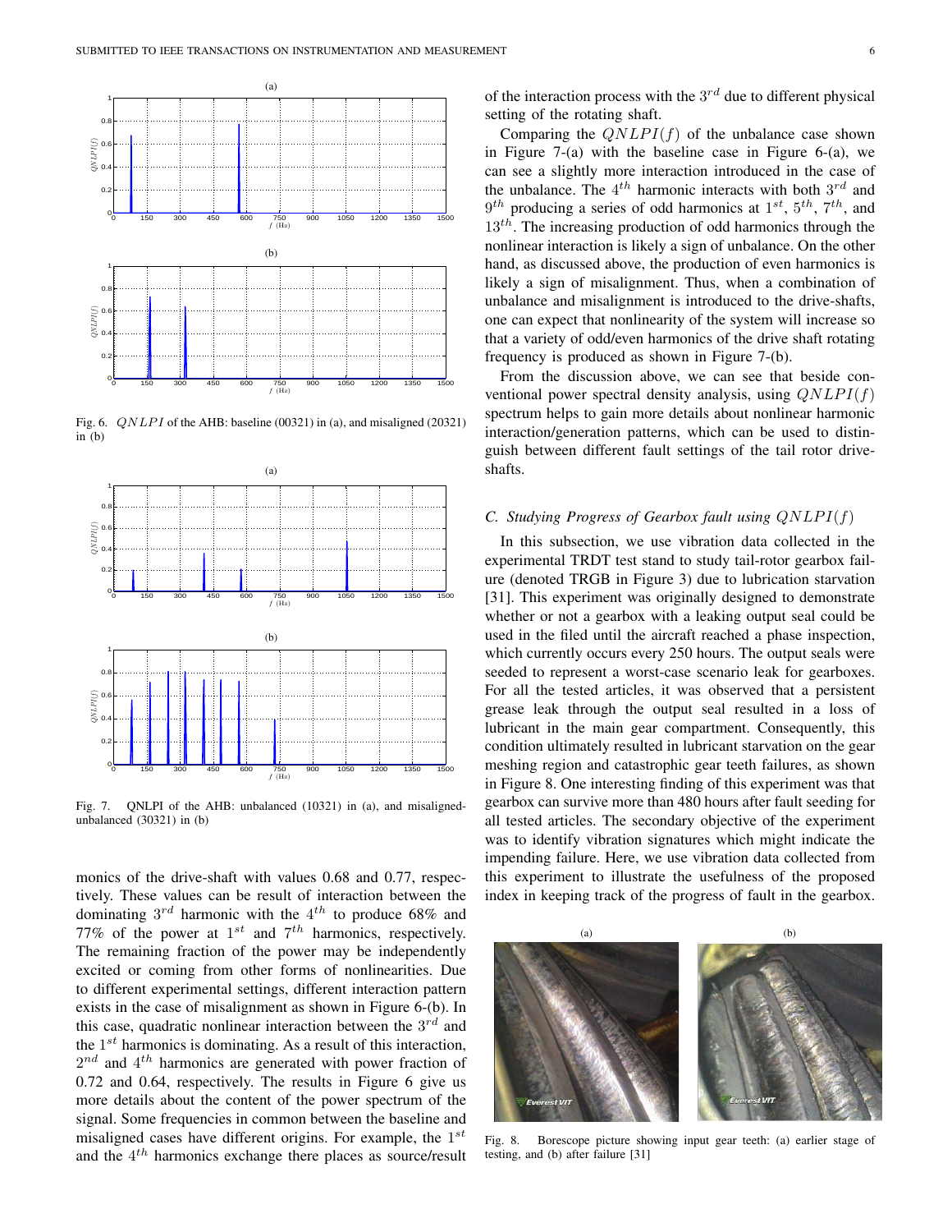Fig. 6. $QNLPI$ of the AHB: baseline (00321) in (a), and misaligned (20321) in (b)

Fig. 7. QNLPI of the AHB: unbalanced (10321) in (a), and misaligned-unbalanced (30321) in (b)

monics of the drive-shaft with values 0.68 and 0.77, respectively. These values can be result of interaction between the dominating $3^{rd}$ harmonic with the $4^{th}$ to produce 68% and 77% of the power at $1^{st}$ and $7^{th}$ harmonics, respectively. The remaining fraction of the power may be independently excited or coming from other forms of nonlinearities. Due to different experimental settings, different interaction pattern exists in the case of misalignment as shown in Figure 6-(b). In this case, quadratic nonlinear interaction between the $3^{rd}$ and the $1^{st}$ harmonics is dominating. As a result of this interaction, $2^{nd}$ and $4^{th}$ harmonics are generated with power fraction of 0.72 and 0.64, respectively. The results in Figure 6 give us more details about the content of the power spectrum of the signal. Some frequencies in common between the baseline and misaligned cases have different origins. For example, the $1^{st}$ and the $4^{th}$ harmonics exchange there places as source/result of the interaction process with the $3^{rd}$ due to different physical setting of the rotating shaft.

Comparing the $QNLPI(f)$ of the unbalance case shown in Figure 7-(a) with the baseline case in Figure 6-(a), we can see a slightly more interaction introduced in the case of the unbalance. The $4^{th}$ harmonic interacts with both $3^{rd}$ and $9^{th}$ producing a series of odd harmonics at $1^{st}$, $5^{th}$, $7^{th}$, and $13^{th}$. The increasing production of odd harmonics through the nonlinear interaction is likely a sign of unbalance. On the other hand, as discussed above, the production of even harmonics is likely a sign of misalignment. Thus, when a combination of unbalance and misalignment is introduced to the drive-shafts, one can expect that nonlinearity of the system will increase so that a variety of odd/even harmonics of the drive shaft rotating frequency is produced as shown in Figure 7-(b).

From the discussion above, we can see that beside conventional power spectral density analysis, using $QNLPI(f)$ spectrum helps to gain more details about nonlinear harmonic interaction/generation patterns, which can be used to distinguish between different fault settings of the tail rotor drive-shafts.

### C. Studying Progress of Gearbox fault using $QNLPI(f)$

In this subsection, we use vibration data collected in the experimental TRDT test stand to study tail-rotor gearbox failure (denoted TRGB in Figure 3) due to lubrication starvation [31]. This experiment was originally designed to demonstrate whether or not a gearbox with a leaking output seal could be used in the filed until the aircraft reached a phase inspection, which currently occurs every 250 hours. The output seals were seeded to represent a worst-case scenario leak for gearboxes. For all the tested articles, it was observed that a persistent grease leak through the output seal resulted in a loss of lubricant in the main gear compartment. Consequently, this condition ultimately resulted in lubricant starvation on the gear meshing region and catastrophic gear teeth failures, as shown in Figure 8. One interesting finding of this experiment was that gearbox can survive more than 480 hours after fault seeding for all tested articles. The secondary objective of the experiment was to identify vibration signatures which might indicate the impending failure. Here, we use vibration data collected from this experiment to illustrate the usefulness of the proposed index in keeping track of the progress of fault in the gearbox.

Fig. 8. Borescope picture showing input gear teeth: (a) earlier stage of testing, and (b) after failure [31]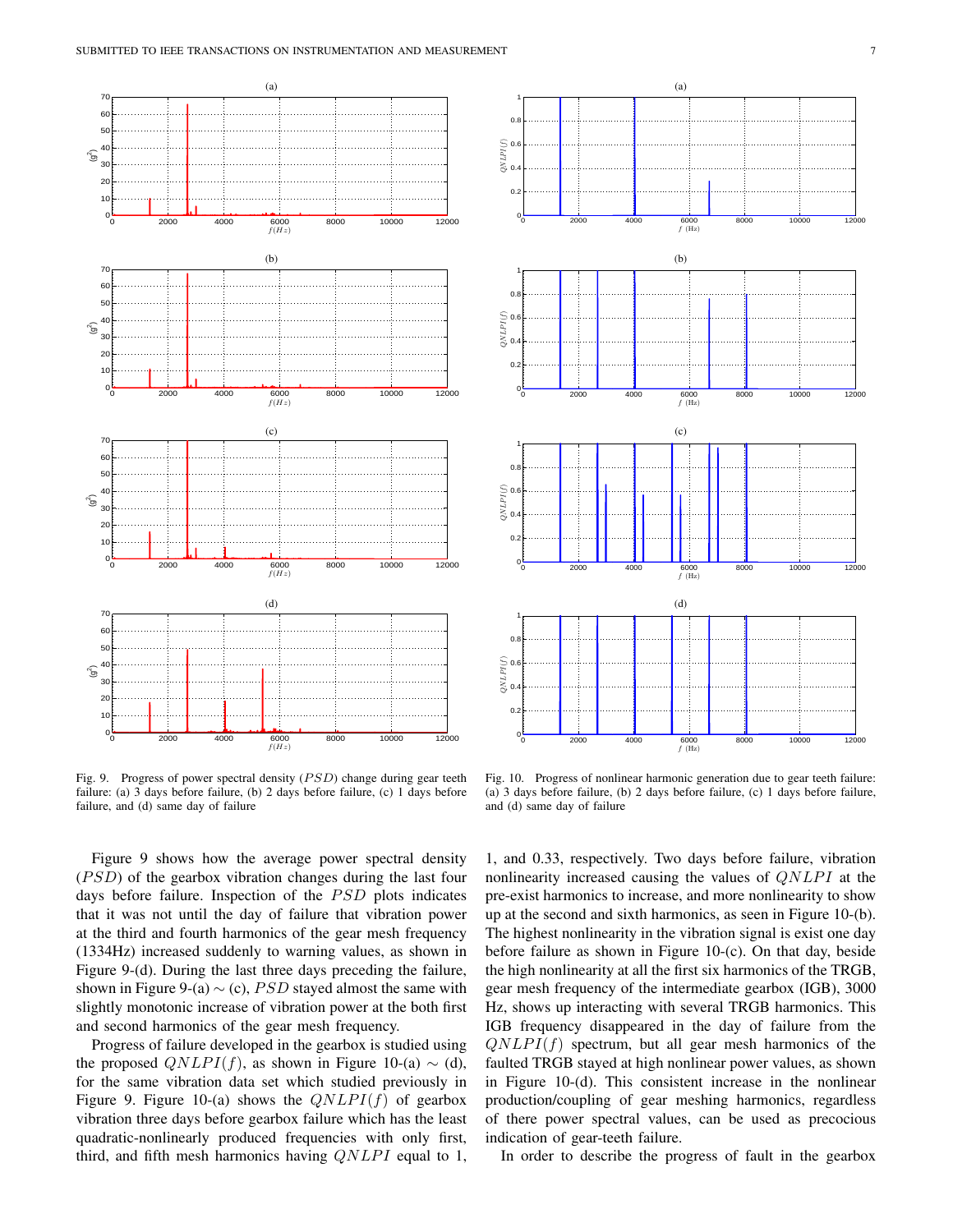Fig. 9. Progress of power spectral density ($PSD$) change during gear teeth failure: (a) 3 days before failure, (b) 2 days before failure, (c) 1 days before failure, and (d) same day of failure

Fig. 10. Progress of nonlinear harmonic generation due to gear teeth failure: (a) 3 days before failure, (b) 2 days before failure, (c) 1 days before failure, and (d) same day of failure

Figure 9 shows how the average power spectral density ($PSD$) of the gearbox vibration changes during the last four days before failure. Inspection of the $PSD$ plots indicates that it was not until the day of failure that vibration power at the third and fourth harmonics of the gear mesh frequency (1334Hz) increased suddenly to warning values, as shown in Figure 9-(d). During the last three days preceding the failure, shown in Figure 9-(a) $\sim$ (c), $PSD$ stayed almost the same with slightly monotonic increase of vibration power at the both first and second harmonics of the gear mesh frequency.

Progress of failure developed in the gearbox is studied using the proposed $QNLPI(f)$, as shown in Figure 10-(a) $\sim$ (d), for the same vibration data set which studied previously in Figure 9. Figure 10-(a) shows the $QNLPI(f)$ of gearbox vibration three days before gearbox failure which has the least quadratic-nonlinearly produced frequencies with only first, third, and fifth mesh harmonics having $QNLPI$ equal to 1, 1, and 0.33, respectively. Two days before failure, vibration nonlinearity increased causing the values of $QNLPI$ at the pre-exist harmonics to increase, and more nonlinearity to show up at the second and sixth harmonics, as seen in Figure 10-(b). The highest nonlinearity in the vibration signal is exist one day before failure as shown in Figure 10-(c). On that day, beside the high nonlinearity at all the first six harmonics of the TRGB, gear mesh frequency of the intermediate gearbox (IGB), 3000 Hz, shows up interacting with several TRGB harmonics. This IGB frequency disappeared in the day of failure from the $QNLPI(f)$ spectrum, but all gear mesh harmonics of the faulted TRGB stayed at high nonlinear power values, as shown in Figure 10-(d). This consistent increase in the nonlinear production/coupling of gear meshing harmonics, regardless of there power spectral values, can be used as precocious indication of gear-teeth failure.

In order to describe the progress of fault in the gearbox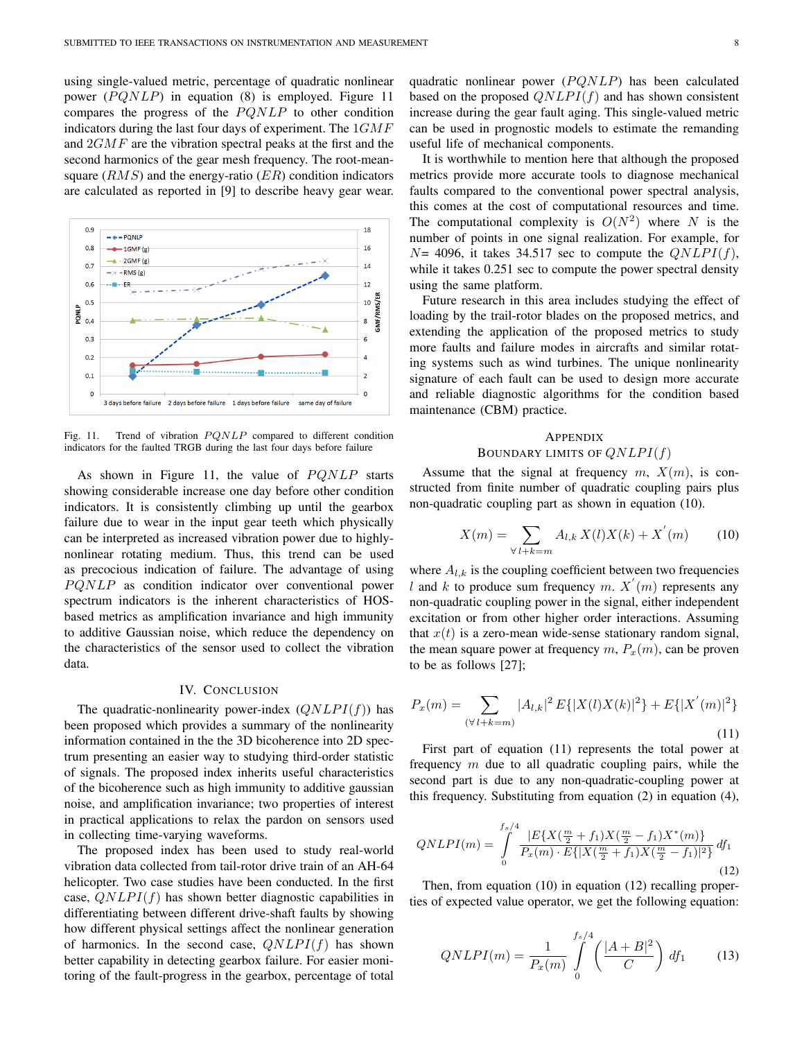using single-valued metric, percentage of quadratic nonlinear power ($PQNLP$) in equation (8) is employed. Figure 11 compares the progress of the $PQNLP$ to other condition indicators during the last four days of experiment. The $1GMF$ and $2GMF$ are the vibration spectral peaks at the first and the second harmonics of the gear mesh frequency. The root-mean-square ($RMS$) and the energy-ratio ($ER$) condition indicators are calculated as reported in [9] to describe heavy gear wear.

Fig. 11. Trend of vibration $PQNLP$ compared to different condition indicators for the faulted TRGB during the last four days before failure

As shown in Figure 11, the value of $PQNLP$ starts showing considerable increase one day before other condition indicators. It is consistently climbing up until the gearbox failure due to wear in the input gear teeth which physically can be interpreted as increased vibration power due to highly-nonlinear rotating medium. Thus, this trend can be used as precocious indication of failure. The advantage of using $PQNLP$ as condition indicator over conventional power spectrum indicators is the inherent characteristics of HOS-based metrics as amplification invariance and high immunity to additive Gaussian noise, which reduce the dependency on the characteristics of the sensor used to collect the vibration data.

## IV. Conclusion

The quadratic-nonlinearity power-index ($QNLPI(f)$) has been proposed which provides a summary of the nonlinearity information contained in the the 3D bicoherence into 2D spectrum presenting an easier way to studying third-order statistic of signals. The proposed index inherits useful characteristics of the bicoherence such as high immunity to additive gaussian noise, and amplification invariance; two properties of interest in practical applications to relax the pardon on sensors used in collecting time-varying waveforms.

The proposed index has been used to study real-world vibration data collected from tail-rotor drive train of an AH-64 helicopter. Two case studies have been conducted. In the first case, $QNLPI(f)$ has shown better diagnostic capabilities in differentiating between different drive-shaft faults by showing how different physical settings affect the nonlinear generation of harmonics. In the second case, $QNLPI(f)$ has shown better capability in detecting gearbox failure. For easier monitoring of the fault-progress in the gearbox, percentage of total quadratic nonlinear power ($PQNLP$) has been calculated based on the proposed $QNLPI(f)$ and has shown consistent increase during the gear fault aging. This single-valued metric can be used in prognostic models to estimate the remanding useful life of mechanical components.

It is worthwhile to mention here that although the proposed metrics provide more accurate tools to diagnose mechanical faults compared to the conventional power spectral analysis, this comes at the cost of computational resources and time. The computational complexity is $O(N^2)$ where $N$ is the number of points in one signal realization. For example, for $N$= 4096, it takes 34.517 sec to compute the $QNLPI(f)$, while it takes 0.251 sec to compute the power spectral density using the same platform.

Future research in this area includes studying the effect of loading by the trail-rotor blades on the proposed metrics, and extending the application of the proposed metrics to study more faults and failure modes in aircrafts and similar rotating systems such as wind turbines. The unique nonlinearity signature of each fault can be used to design more accurate and reliable diagnostic algorithms for the condition based maintenance (CBM) practice.

## Appendix
### Boundary Limits of $QNLPI(f)$

Assume that the signal at frequency $m$, $X(m)$, is constructed from finite number of quadratic coupling pairs plus non-quadratic coupling part as shown in equation (10).

$$X(m) = \sum_{\forall\, l+k=m} A_{l,k}\, X(l)X(k) + X^{'}(m) \tag{10}$$

where $A_{l,k}$ is the coupling coefficient between two frequencies $l$ and $k$ to produce sum frequency $m$. $X^{'}(m)$ represents any non-quadratic coupling power in the signal, either independent excitation or from other higher order interactions. Assuming that $x(t)$ is a zero-mean wide-sense stationary random signal, the mean square power at frequency $m$, $P_x(m)$, can be proven to be as follows [27];

$$P_x(m) = \sum_{(\forall\, l+k=m)} |A_{l,k}|^2\, E\{|X(l)X(k)|^2\} + E\{|X^{'}(m)|^2\} \tag{11}$$

First part of equation (11) represents the total power at frequency $m$ due to all quadratic coupling pairs, while the second part is due to any non-quadratic-coupling power at this frequency. Substituting from equation (2) in equation (4),

$$QNLPI(m) = \int_{0}^{f_s/4} \frac{|E\{X(\frac{m}{2}+f_1)X(\frac{m}{2}-f_1)X^{*}(m)\}}{P_x(m)\cdot E\{|X(\frac{m}{2}+f_1)X(\frac{m}{2}-f_1)|^2\}}\, df_1 \tag{12}$$

Then, from equation (10) in equation (12) recalling properties of expected value operator, we get the following equation:

$$QNLPI(m) = \frac{1}{P_x(m)} \int_{0}^{f_s/4} \left( \frac{|A+B|^2}{C} \right) df_1 \tag{13}$$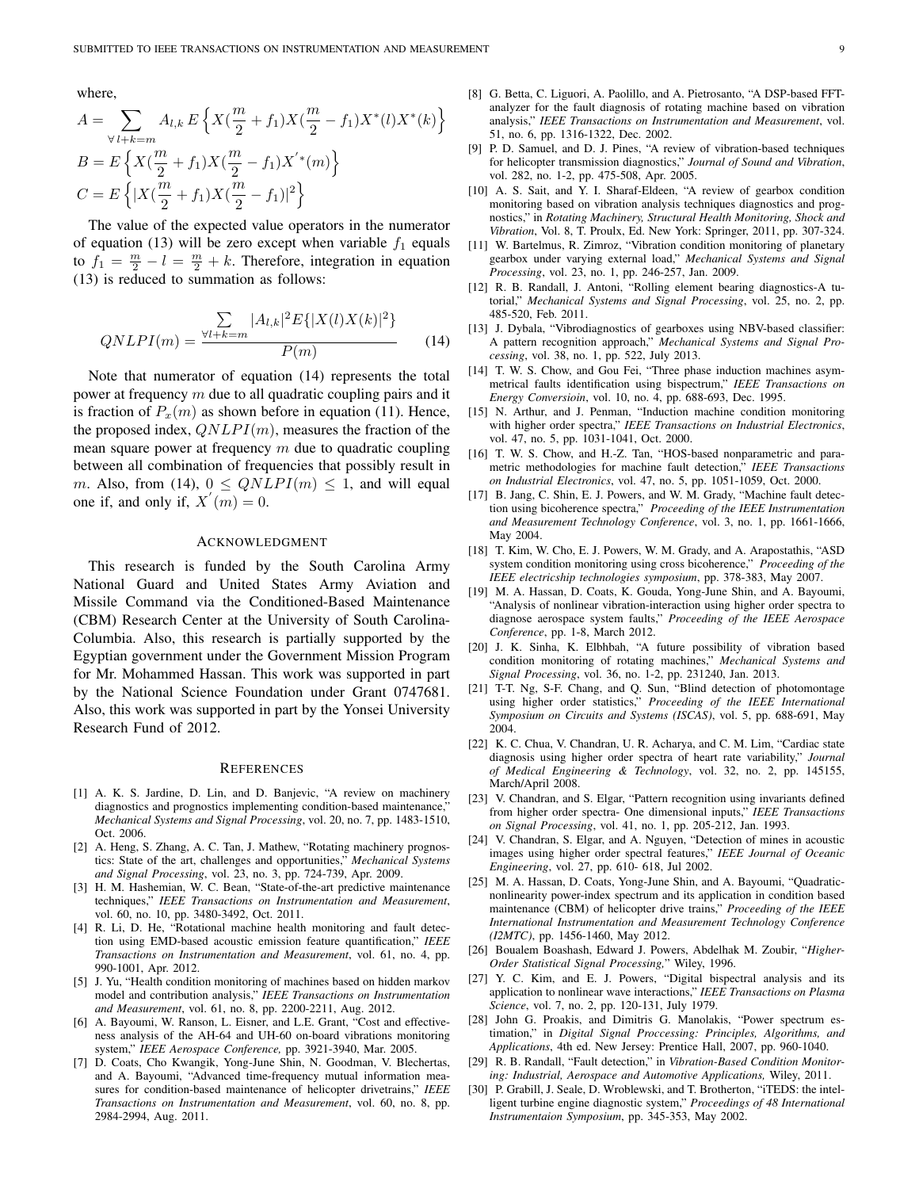where,

$$A = \sum_{\forall\, l+k=m} A_{l,k}\, E\left\{X(\frac{m}{2}+f_1)X(\frac{m}{2}-f_1)X^*(l)X^*(k)\right\}$$

$$B = E\left\{X(\frac{m}{2}+f_1)X(\frac{m}{2}-f_1)X^{'*}(m)\right\}$$

$$C = E\left\{|X(\frac{m}{2}+f_1)X(\frac{m}{2}-f_1)|^2\right\}$$

The value of the expected value operators in the numerator of equation (13) will be zero except when variable $f_1$ equals to $f_1 = \frac{m}{2} - l = \frac{m}{2} + k$. Therefore, integration in equation (13) is reduced to summation as follows:

$$QNLPI(m) = \frac{\sum\limits_{\forall l+k=m} |A_{l,k}|^2 E\{|X(l)X(k)|^2\}}{P(m)} \tag{14}$$

Note that numerator of equation (14) represents the total power at frequency $m$ due to all quadratic coupling pairs and it is fraction of $P_x(m)$ as shown before in equation (11). Hence, the proposed index, $QNLPI(m)$, measures the fraction of the mean square power at frequency $m$ due to quadratic coupling between all combination of frequencies that possibly result in $m$. Also, from (14), $0 \leq QNLPI(m) \leq 1$, and will equal one if, and only if, $X^{'}(m) = 0$.

## Acknowledgment

This research is funded by the South Carolina Army National Guard and United States Army Aviation and Missile Command via the Conditioned-Based Maintenance (CBM) Research Center at the University of South Carolina-Columbia. Also, this research is partially supported by the Egyptian government under the Government Mission Program for Mr. Mohammed Hassan. This work was supported in part by the National Science Foundation under Grant 0747681. Also, this work was supported in part by the Yonsei University Research Fund of 2012.

## References

[1] A. K. S. Jardine, D. Lin, and D. Banjevic, "A review on machinery diagnostics and prognostics implementing condition-based maintenance," *Mechanical Systems and Signal Processing*, vol. 20, no. 7, pp. 1483-1510, Oct. 2006.

[2] A. Heng, S. Zhang, A. C. Tan, J. Mathew, "Rotating machinery prognostics: State of the art, challenges and opportunities," *Mechanical Systems and Signal Processing*, vol. 23, no. 3, pp. 724-739, Apr. 2009.

[3] H. M. Hashemian, W. C. Bean, "State-of-the-art predictive maintenance techniques," *IEEE Transactions on Instrumentation and Measurement*, vol. 60, no. 10, pp. 3480-3492, Oct. 2011.

[4] R. Li, D. He, "Rotational machine health monitoring and fault detection using EMD-based acoustic emission feature quantification," *IEEE Transactions on Instrumentation and Measurement*, vol. 61, no. 4, pp. 990-1001, Apr. 2012.

[5] J. Yu, "Health condition monitoring of machines based on hidden markov model and contribution analysis," *IEEE Transactions on Instrumentation and Measurement*, vol. 61, no. 8, pp. 2200-2211, Aug. 2012.

[6] A. Bayoumi, W. Ranson, L. Eisner, and L.E. Grant, "Cost and effectiveness analysis of the AH-64 and UH-60 on-board vibrations monitoring system," *IEEE Aerospace Conference,* pp. 3921-3940, Mar. 2005.

[7] D. Coats, Cho Kwangik, Yong-June Shin, N. Goodman, V. Blechertas, and A. Bayoumi, "Advanced time-frequency mutual information measures for condition-based maintenance of helicopter drivetrains," *IEEE Transactions on Instrumentation and Measurement*, vol. 60, no. 8, pp. 2984-2994, Aug. 2011.

[8] G. Betta, C. Liguori, A. Paolillo, and A. Pietrosanto, "A DSP-based FFT-analyzer for the fault diagnosis of rotating machine based on vibration analysis," *IEEE Transactions on Instrumentation and Measurement*, vol. 51, no. 6, pp. 1316-1322, Dec. 2002.

[9] P. D. Samuel, and D. J. Pines, "A review of vibration-based techniques for helicopter transmission diagnostics," *Journal of Sound and Vibration*, vol. 282, no. 1-2, pp. 475-508, Apr. 2005.

[10] A. S. Sait, and Y. I. Sharaf-Eldeen, "A review of gearbox condition monitoring based on vibration analysis techniques diagnostics and prognostics," in *Rotating Machinery, Structural Health Monitoring, Shock and Vibration*, Vol. 8, T. Proulx, Ed. New York: Springer, 2011, pp. 307-324.

[11] W. Bartelmus, R. Zimroz, "Vibration condition monitoring of planetary gearbox under varying external load," *Mechanical Systems and Signal Processing*, vol. 23, no. 1, pp. 246-257, Jan. 2009.

[12] R. B. Randall, J. Antoni, "Rolling element bearing diagnostics-A tutorial," *Mechanical Systems and Signal Processing*, vol. 25, no. 2, pp. 485-520, Feb. 2011.

[13] J. Dybala, "Vibrodiagnostics of gearboxes using NBV-based classifier: A pattern recognition approach," *Mechanical Systems and Signal Processing*, vol. 38, no. 1, pp. 522, July 2013.

[14] T. W. S. Chow, and Gou Fei, "Three phase induction machines asymmetrical faults identification using bispectrum," *IEEE Transactions on Energy Conversioin*, vol. 10, no. 4, pp. 688-693, Dec. 1995.

[15] N. Arthur, and J. Penman, "Induction machine condition monitoring with higher order spectra," *IEEE Transactions on Industrial Electronics*, vol. 47, no. 5, pp. 1031-1041, Oct. 2000.

[16] T. W. S. Chow, and H.-Z. Tan, "HOS-based nonparametric and parametric methodologies for machine fault detection," *IEEE Transactions on Industrial Electronics*, vol. 47, no. 5, pp. 1051-1059, Oct. 2000.

[17] B. Jang, C. Shin, E. J. Powers, and W. M. Grady, "Machine fault detection using bicoherence spectra," *Proceeding of the IEEE Instrumentation and Measurement Technology Conference*, vol. 3, no. 1, pp. 1661-1666, May 2004.

[18] T. Kim, W. Cho, E. J. Powers, W. M. Grady, and A. Arapostathis, "ASD system condition monitoring using cross bicoherence," *Proceeding of the IEEE electricship technologies symposium*, pp. 378-383, May 2007.

[19] M. A. Hassan, D. Coats, K. Gouda, Yong-June Shin, and A. Bayoumi, "Analysis of nonlinear vibration-interaction using higher order spectra to diagnose aerospace system faults," *Proceeding of the IEEE Aerospace Conference*, pp. 1-8, March 2012.

[20] J. K. Sinha, K. Elbhbah, "A future possibility of vibration based condition monitoring of rotating machines," *Mechanical Systems and Signal Processing*, vol. 36, no. 1-2, pp. 231240, Jan. 2013.

[21] T-T. Ng, S-F. Chang, and Q. Sun, "Blind detection of photomontage using higher order statistics," *Proceeding of the IEEE International Symposium on Circuits and Systems (ISCAS)*, vol. 5, pp. 688-691, May 2004.

[22] K. C. Chua, V. Chandran, U. R. Acharya, and C. M. Lim, "Cardiac state diagnosis using higher order spectra of heart rate variability," *Journal of Medical Engineering & Technology*, vol. 32, no. 2, pp. 145155, March/April 2008.

[23] V. Chandran, and S. Elgar, "Pattern recognition using invariants defined from higher order spectra- One dimensional inputs," *IEEE Transactions on Signal Processing*, vol. 41, no. 1, pp. 205-212, Jan. 1993.

[24] V. Chandran, S. Elgar, and A. Nguyen, "Detection of mines in acoustic images using higher order spectral features," *IEEE Journal of Oceanic Engineering*, vol. 27, pp. 610- 618, Jul 2002.

[25] M. A. Hassan, D. Coats, Yong-June Shin, and A. Bayoumi, "Quadratic-nonlinearity power-index spectrum and its application in condition based maintenance (CBM) of helicopter drive trains," *Proceeding of the IEEE International Instrumentation and Measurement Technology Conference (I2MTC)*, pp. 1456-1460, May 2012.

[26] Boualem Boashash, Edward J. Powers, Abdelhak M. Zoubir, "*Higher-Order Statistical Signal Processing,*" Wiley, 1996.

[27] Y. C. Kim, and E. J. Powers, "Digital bispectral analysis and its application to nonlinear wave interactions," *IEEE Transactions on Plasma Science*, vol. 7, no. 2, pp. 120-131, July 1979.

[28] John G. Proakis, and Dimitris G. Manolakis, "Power spectrum estimation," in *Digital Signal Proccessing: Principles, Algorithms, and Applications*, 4th ed. New Jersey: Prentice Hall, 2007, pp. 960-1040.

[29] R. B. Randall, "Fault detection," in *Vibration-Based Condition Monitoring: Industrial, Aerospace and Automotive Applications,* Wiley, 2011.

[30] P. Grabill, J. Seale, D. Wroblewski, and T. Brotherton, "iTEDS: the intelligent turbine engine diagnostic system," *Proceedings of 48 International Instrumentaion Symposium*, pp. 345-353, May 2002.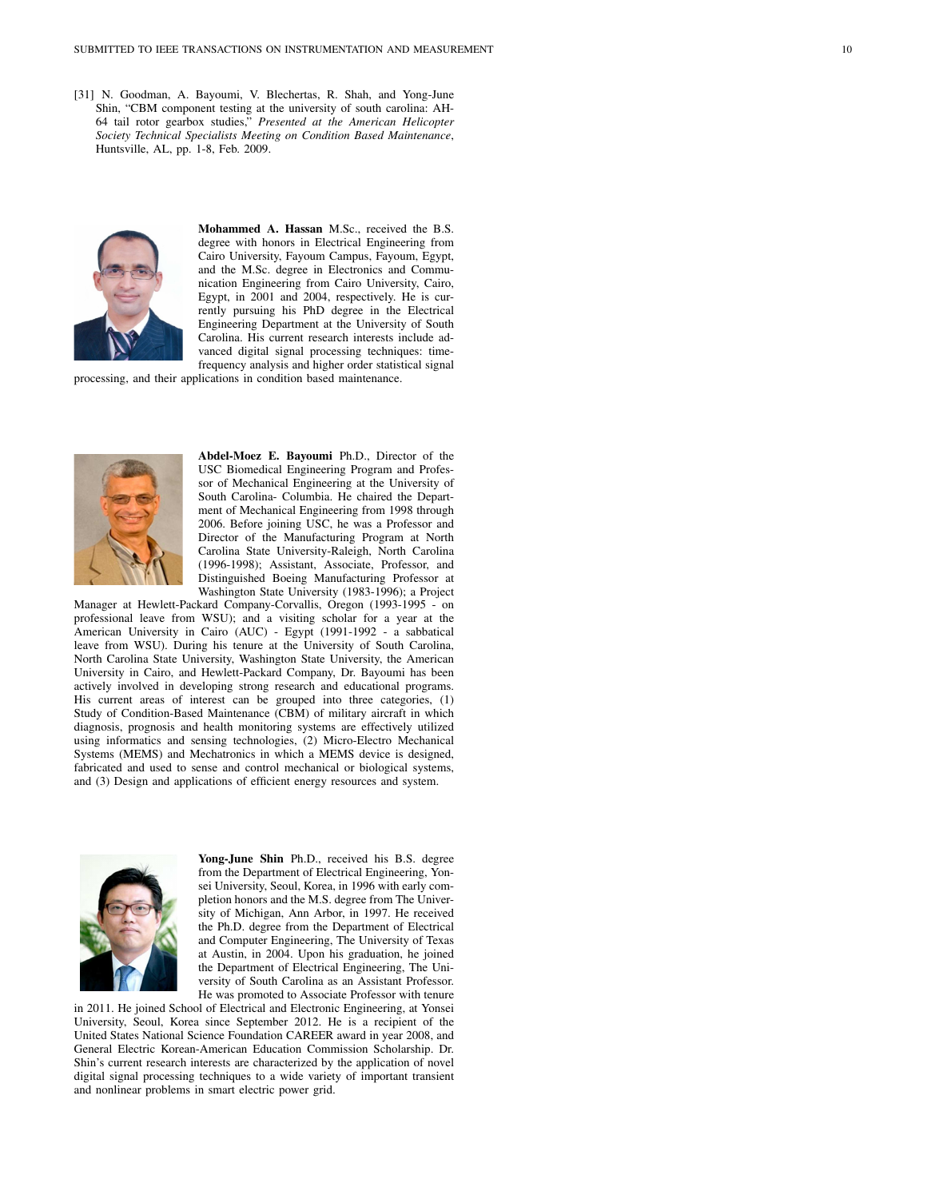[31] N. Goodman, A. Bayoumi, V. Blechertas, R. Shah, and Yong-June Shin, "CBM component testing at the university of south carolina: AH-64 tail rotor gearbox studies," *Presented at the American Helicopter Society Technical Specialists Meeting on Condition Based Maintenance*, Huntsville, AL, pp. 1-8, Feb. 2009.

**Mohammed A. Hassan** M.Sc., received the B.S. degree with honors in Electrical Engineering from Cairo University, Fayoum Campus, Fayoum, Egypt, and the M.Sc. degree in Electronics and Communication Engineering from Cairo University, Cairo, Egypt, in 2001 and 2004, respectively. He is currently pursuing his PhD degree in the Electrical Engineering Department at the University of South Carolina. His current research interests include advanced digital signal processing techniques: time-frequency analysis and higher order statistical signal processing, and their applications in condition based maintenance.

**Abdel-Moez E. Bayoumi** Ph.D., Director of the USC Biomedical Engineering Program and Professor of Mechanical Engineering at the University of South Carolina- Columbia. He chaired the Department of Mechanical Engineering from 1998 through 2006. Before joining USC, he was a Professor and Director of the Manufacturing Program at North Carolina State University-Raleigh, North Carolina (1996-1998); Assistant, Associate, Professor, and Distinguished Boeing Manufacturing Professor at Washington State University (1983-1996); a Project Manager at Hewlett-Packard Company-Corvallis, Oregon (1993-1995 - on professional leave from WSU); and a visiting scholar for a year at the American University in Cairo (AUC) - Egypt (1991-1992 - a sabbatical leave from WSU). During his tenure at the University of South Carolina, North Carolina State University, Washington State University, the American University in Cairo, and Hewlett-Packard Company, Dr. Bayoumi has been actively involved in developing strong research and educational programs. His current areas of interest can be grouped into three categories, (1) Study of Condition-Based Maintenance (CBM) of military aircraft in which diagnosis, prognosis and health monitoring systems are effectively utilized using informatics and sensing technologies, (2) Micro-Electro Mechanical Systems (MEMS) and Mechatronics in which a MEMS device is designed, fabricated and used to sense and control mechanical or biological systems, and (3) Design and applications of efficient energy resources and system.

**Yong-June Shin** Ph.D., received his B.S. degree from the Department of Electrical Engineering, Yonsei University, Seoul, Korea, in 1996 with early completion honors and the M.S. degree from The University of Michigan, Ann Arbor, in 1997. He received the Ph.D. degree from the Department of Electrical and Computer Engineering, The University of Texas at Austin, in 2004. Upon his graduation, he joined the Department of Electrical Engineering, The University of South Carolina as an Assistant Professor. He was promoted to Associate Professor with tenure in 2011. He joined School of Electrical and Electronic Engineering, at Yonsei University, Seoul, Korea since September 2012. He is a recipient of the United States National Science Foundation CAREER award in year 2008, and General Electric Korean-American Education Commission Scholarship. Dr. Shin's current research interests are characterized by the application of novel digital signal processing techniques to a wide variety of important transient and nonlinear problems in smart electric power grid.